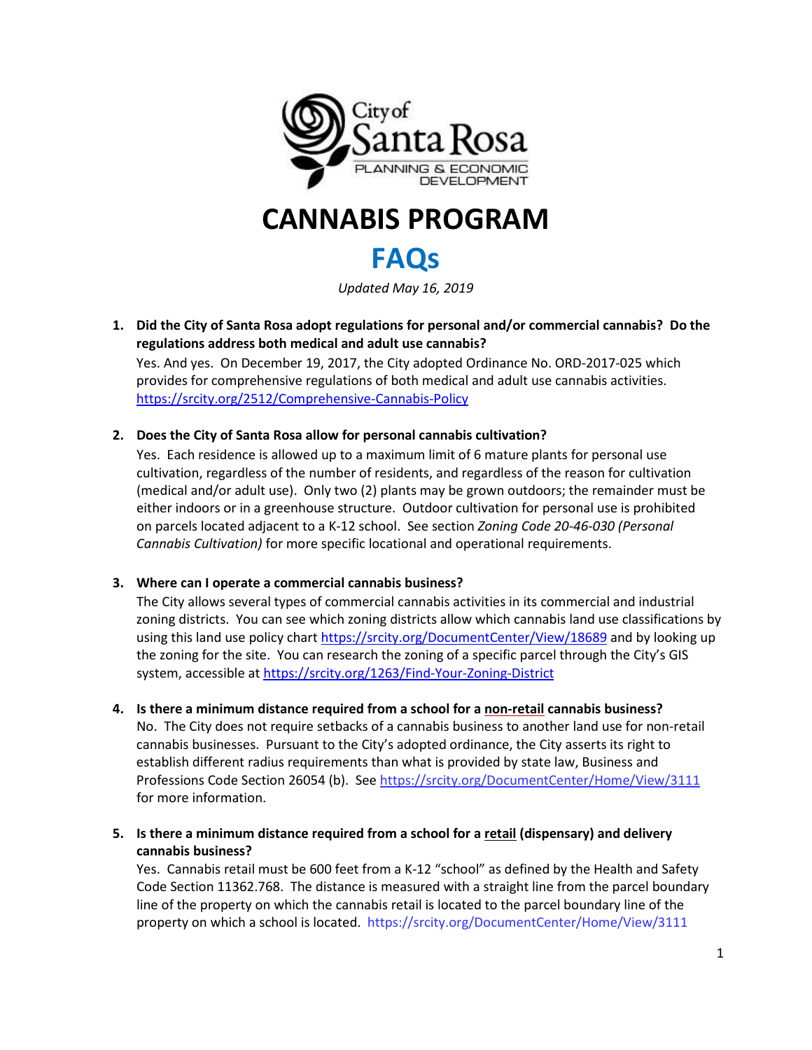City of Santa Rosa
PLANNING & ECONOMIC DEVELOPMENT

# CANNABIS PROGRAM

## FAQs

*Updated May 16, 2019*

1. **Did the City of Santa Rosa adopt regulations for personal and/or commercial cannabis? Do the regulations address both medical and adult use cannabis?**
   Yes. And yes. On December 19, 2017, the City adopted Ordinance No. ORD-2017-025 which provides for comprehensive regulations of both medical and adult use cannabis activities. https://srcity.org/2512/Comprehensive-Cannabis-Policy

2. **Does the City of Santa Rosa allow for personal cannabis cultivation?**
   Yes. Each residence is allowed up to a maximum limit of 6 mature plants for personal use cultivation, regardless of the number of residents, and regardless of the reason for cultivation (medical and/or adult use). Only two (2) plants may be grown outdoors; the remainder must be either indoors or in a greenhouse structure. Outdoor cultivation for personal use is prohibited on parcels located adjacent to a K-12 school. See section *Zoning Code 20-46-030 (Personal Cannabis Cultivation)* for more specific locational and operational requirements.

3. **Where can I operate a commercial cannabis business?**
   The City allows several types of commercial cannabis activities in its commercial and industrial zoning districts. You can see which zoning districts allow which cannabis land use classifications by using this land use policy chart https://srcity.org/DocumentCenter/View/18689 and by looking up the zoning for the site. You can research the zoning of a specific parcel through the City's GIS system, accessible at https://srcity.org/1263/Find-Your-Zoning-District

4. **Is there a minimum distance required from a school for a non-retail cannabis business?**
   No. The City does not require setbacks of a cannabis business to another land use for non-retail cannabis businesses. Pursuant to the City's adopted ordinance, the City asserts its right to establish different radius requirements than what is provided by state law, Business and Professions Code Section 26054 (b). See https://srcity.org/DocumentCenter/Home/View/3111 for more information.

5. **Is there a minimum distance required from a school for a retail (dispensary) and delivery cannabis business?**
   Yes. Cannabis retail must be 600 feet from a K-12 "school" as defined by the Health and Safety Code Section 11362.768. The distance is measured with a straight line from the parcel boundary line of the property on which the cannabis retail is located to the parcel boundary line of the property on which a school is located. https://srcity.org/DocumentCenter/Home/View/3111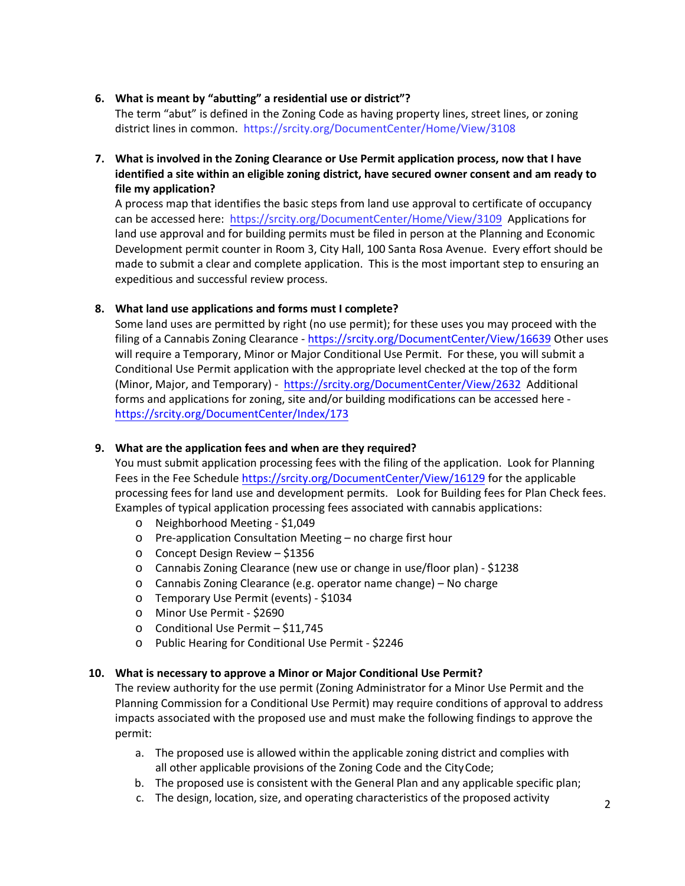6. **What is meant by "abutting" a residential use or district"?**
   The term "abut" is defined in the Zoning Code as having property lines, street lines, or zoning district lines in common. https://srcity.org/DocumentCenter/Home/View/3108

7. **What is involved in the Zoning Clearance or Use Permit application process, now that I have identified a site within an eligible zoning district, have secured owner consent and am ready to file my application?**
   A process map that identifies the basic steps from land use approval to certificate of occupancy can be accessed here: https://srcity.org/DocumentCenter/Home/View/3109 Applications for land use approval and for building permits must be filed in person at the Planning and Economic Development permit counter in Room 3, City Hall, 100 Santa Rosa Avenue. Every effort should be made to submit a clear and complete application. This is the most important step to ensuring an expeditious and successful review process.

8. **What land use applications and forms must I complete?**
   Some land uses are permitted by right (no use permit); for these uses you may proceed with the filing of a Cannabis Zoning Clearance - https://srcity.org/DocumentCenter/View/16639 Other uses will require a Temporary, Minor or Major Conditional Use Permit. For these, you will submit a Conditional Use Permit application with the appropriate level checked at the top of the form (Minor, Major, and Temporary) - https://srcity.org/DocumentCenter/View/2632 Additional forms and applications for zoning, site and/or building modifications can be accessed here - https://srcity.org/DocumentCenter/Index/173

9. **What are the application fees and when are they required?**
   You must submit application processing fees with the filing of the application. Look for Planning Fees in the Fee Schedule https://srcity.org/DocumentCenter/View/16129 for the applicable processing fees for land use and development permits. Look for Building fees for Plan Check fees. Examples of typical application processing fees associated with cannabis applications:
   - Neighborhood Meeting - $1,049
   - Pre-application Consultation Meeting – no charge first hour
   - Concept Design Review – $1356
   - Cannabis Zoning Clearance (new use or change in use/floor plan) - $1238
   - Cannabis Zoning Clearance (e.g. operator name change) – No charge
   - Temporary Use Permit (events) - $1034
   - Minor Use Permit - $2690
   - Conditional Use Permit – $11,745
   - Public Hearing for Conditional Use Permit - $2246

10. **What is necessary to approve a Minor or Major Conditional Use Permit?**
    The review authority for the use permit (Zoning Administrator for a Minor Use Permit and the Planning Commission for a Conditional Use Permit) may require conditions of approval to address impacts associated with the proposed use and must make the following findings to approve the permit:

    a. The proposed use is allowed within the applicable zoning district and complies with all other applicable provisions of the Zoning Code and the City Code;
    b. The proposed use is consistent with the General Plan and any applicable specific plan;
    c. The design, location, size, and operating characteristics of the proposed activity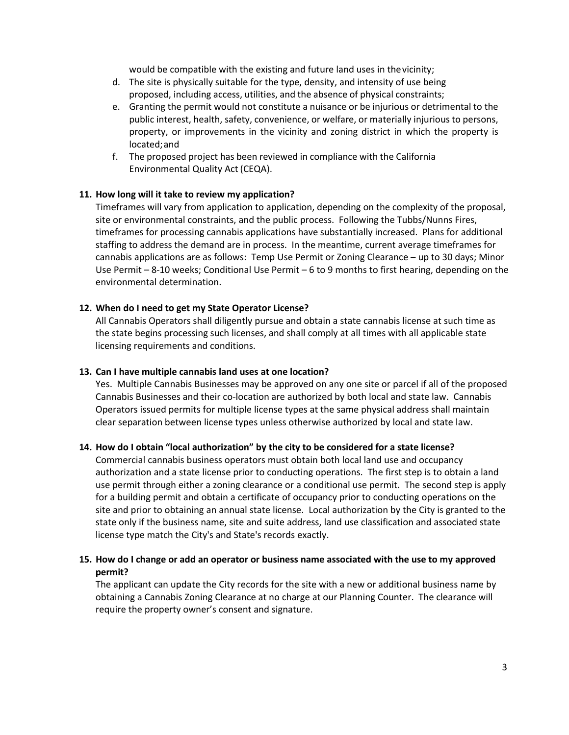would be compatible with the existing and future land uses in the vicinity;

d. The site is physically suitable for the type, density, and intensity of use being proposed, including access, utilities, and the absence of physical constraints;
e. Granting the permit would not constitute a nuisance or be injurious or detrimental to the public interest, health, safety, convenience, or welfare, or materially injurious to persons, property, or improvements in the vicinity and zoning district in which the property is located; and
f. The proposed project has been reviewed in compliance with the California Environmental Quality Act (CEQA).

**11. How long will it take to review my application?**

Timeframes will vary from application to application, depending on the complexity of the proposal, site or environmental constraints, and the public process. Following the Tubbs/Nunns Fires, timeframes for processing cannabis applications have substantially increased. Plans for additional staffing to address the demand are in process. In the meantime, current average timeframes for cannabis applications are as follows: Temp Use Permit or Zoning Clearance – up to 30 days; Minor Use Permit – 8-10 weeks; Conditional Use Permit – 6 to 9 months to first hearing, depending on the environmental determination.

**12. When do I need to get my State Operator License?**

All Cannabis Operators shall diligently pursue and obtain a state cannabis license at such time as the state begins processing such licenses, and shall comply at all times with all applicable state licensing requirements and conditions.

**13. Can I have multiple cannabis land uses at one location?**

Yes. Multiple Cannabis Businesses may be approved on any one site or parcel if all of the proposed Cannabis Businesses and their co-location are authorized by both local and state law. Cannabis Operators issued permits for multiple license types at the same physical address shall maintain clear separation between license types unless otherwise authorized by local and state law.

**14. How do I obtain "local authorization" by the city to be considered for a state license?**

Commercial cannabis business operators must obtain both local land use and occupancy authorization and a state license prior to conducting operations. The first step is to obtain a land use permit through either a zoning clearance or a conditional use permit. The second step is apply for a building permit and obtain a certificate of occupancy prior to conducting operations on the site and prior to obtaining an annual state license. Local authorization by the City is granted to the state only if the business name, site and suite address, land use classification and associated state license type match the City's and State's records exactly.

**15. How do I change or add an operator or business name associated with the use to my approved permit?**

The applicant can update the City records for the site with a new or additional business name by obtaining a Cannabis Zoning Clearance at no charge at our Planning Counter. The clearance will require the property owner's consent and signature.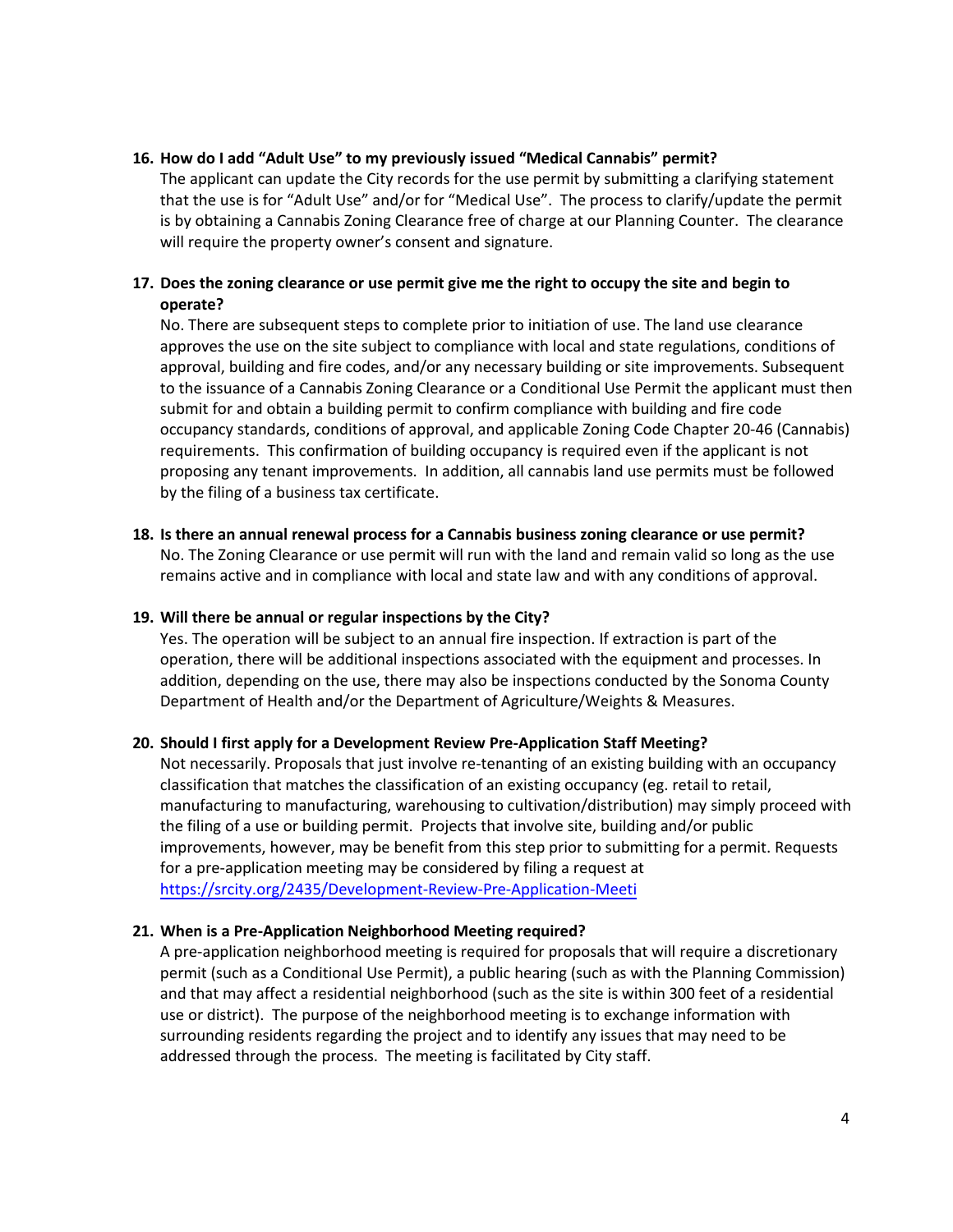**16. How do I add "Adult Use" to my previously issued "Medical Cannabis" permit?**

The applicant can update the City records for the use permit by submitting a clarifying statement that the use is for "Adult Use" and/or for "Medical Use". The process to clarify/update the permit is by obtaining a Cannabis Zoning Clearance free of charge at our Planning Counter. The clearance will require the property owner's consent and signature.

**17. Does the zoning clearance or use permit give me the right to occupy the site and begin to operate?**

No. There are subsequent steps to complete prior to initiation of use. The land use clearance approves the use on the site subject to compliance with local and state regulations, conditions of approval, building and fire codes, and/or any necessary building or site improvements. Subsequent to the issuance of a Cannabis Zoning Clearance or a Conditional Use Permit the applicant must then submit for and obtain a building permit to confirm compliance with building and fire code occupancy standards, conditions of approval, and applicable Zoning Code Chapter 20-46 (Cannabis) requirements. This confirmation of building occupancy is required even if the applicant is not proposing any tenant improvements. In addition, all cannabis land use permits must be followed by the filing of a business tax certificate.

**18. Is there an annual renewal process for a Cannabis business zoning clearance or use permit?**

No. The Zoning Clearance or use permit will run with the land and remain valid so long as the use remains active and in compliance with local and state law and with any conditions of approval.

**19. Will there be annual or regular inspections by the City?**

Yes. The operation will be subject to an annual fire inspection. If extraction is part of the operation, there will be additional inspections associated with the equipment and processes. In addition, depending on the use, there may also be inspections conducted by the Sonoma County Department of Health and/or the Department of Agriculture/Weights & Measures.

**20. Should I first apply for a Development Review Pre-Application Staff Meeting?**

Not necessarily. Proposals that just involve re-tenanting of an existing building with an occupancy classification that matches the classification of an existing occupancy (eg. retail to retail, manufacturing to manufacturing, warehousing to cultivation/distribution) may simply proceed with the filing of a use or building permit. Projects that involve site, building and/or public improvements, however, may be benefit from this step prior to submitting for a permit. Requests for a pre-application meeting may be considered by filing a request at [https://srcity.org/2435/Development-Review-Pre-Application-Meeti](https://srcity.org/2435/Development-Review-Pre-Application-Meeti)

**21. When is a Pre-Application Neighborhood Meeting required?**

A pre-application neighborhood meeting is required for proposals that will require a discretionary permit (such as a Conditional Use Permit), a public hearing (such as with the Planning Commission) and that may affect a residential neighborhood (such as the site is within 300 feet of a residential use or district). The purpose of the neighborhood meeting is to exchange information with surrounding residents regarding the project and to identify any issues that may need to be addressed through the process. The meeting is facilitated by City staff.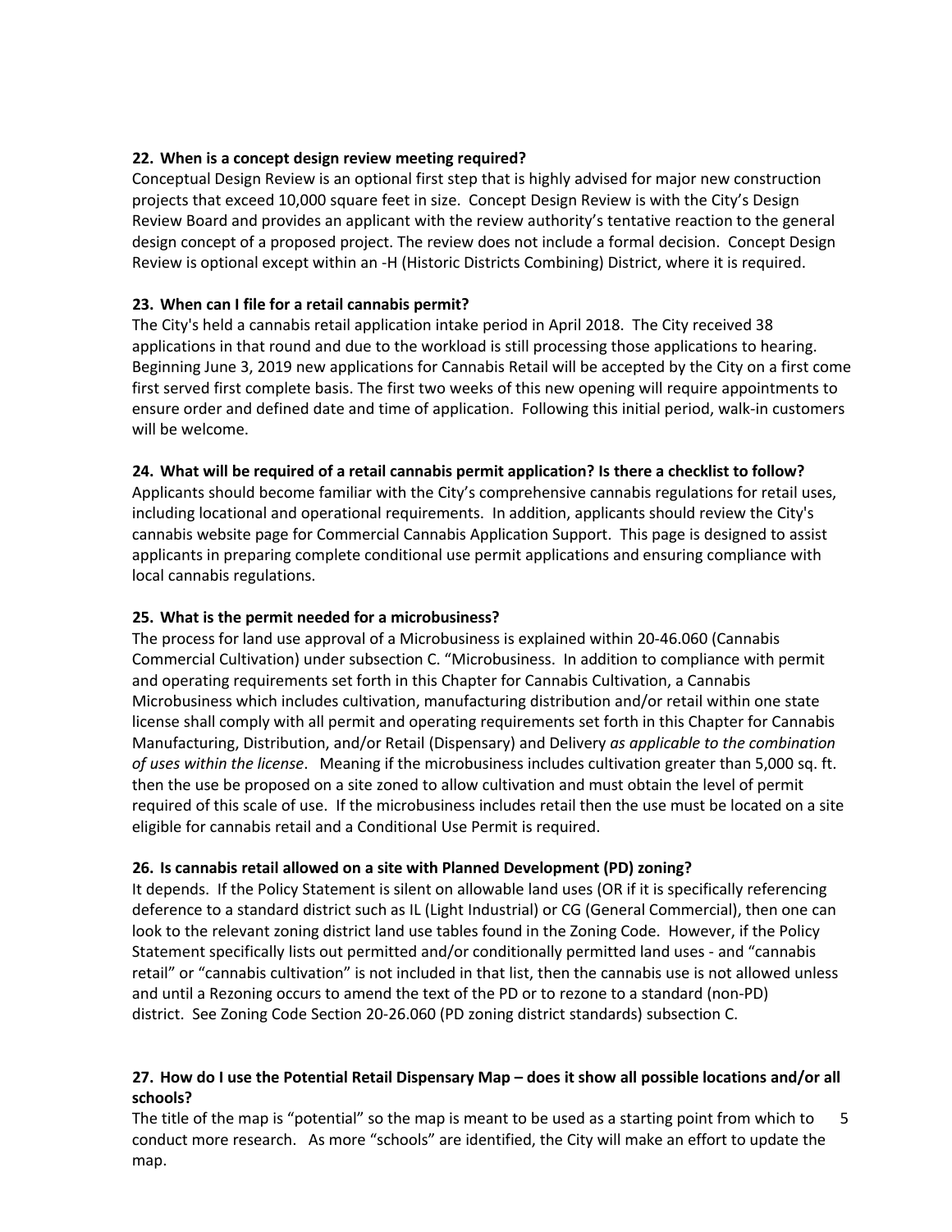**22. When is a concept design review meeting required?**

Conceptual Design Review is an optional first step that is highly advised for major new construction projects that exceed 10,000 square feet in size. Concept Design Review is with the City's Design Review Board and provides an applicant with the review authority's tentative reaction to the general design concept of a proposed project. The review does not include a formal decision. Concept Design Review is optional except within an -H (Historic Districts Combining) District, where it is required.

**23. When can I file for a retail cannabis permit?**

The City's held a cannabis retail application intake period in April 2018. The City received 38 applications in that round and due to the workload is still processing those applications to hearing. Beginning June 3, 2019 new applications for Cannabis Retail will be accepted by the City on a first come first served first complete basis. The first two weeks of this new opening will require appointments to ensure order and defined date and time of application. Following this initial period, walk-in customers will be welcome.

**24. What will be required of a retail cannabis permit application? Is there a checklist to follow?**

Applicants should become familiar with the City's comprehensive cannabis regulations for retail uses, including locational and operational requirements. In addition, applicants should review the City's cannabis website page for Commercial Cannabis Application Support. This page is designed to assist applicants in preparing complete conditional use permit applications and ensuring compliance with local cannabis regulations.

**25. What is the permit needed for a microbusiness?**

The process for land use approval of a Microbusiness is explained within 20-46.060 (Cannabis Commercial Cultivation) under subsection C. "Microbusiness. In addition to compliance with permit and operating requirements set forth in this Chapter for Cannabis Cultivation, a Cannabis Microbusiness which includes cultivation, manufacturing distribution and/or retail within one state license shall comply with all permit and operating requirements set forth in this Chapter for Cannabis Manufacturing, Distribution, and/or Retail (Dispensary) and Delivery *as applicable to the combination of uses within the license*. Meaning if the microbusiness includes cultivation greater than 5,000 sq. ft. then the use be proposed on a site zoned to allow cultivation and must obtain the level of permit required of this scale of use. If the microbusiness includes retail then the use must be located on a site eligible for cannabis retail and a Conditional Use Permit is required.

**26. Is cannabis retail allowed on a site with Planned Development (PD) zoning?**

It depends. If the Policy Statement is silent on allowable land uses (OR if it is specifically referencing deference to a standard district such as IL (Light Industrial) or CG (General Commercial), then one can look to the relevant zoning district land use tables found in the Zoning Code. However, if the Policy Statement specifically lists out permitted and/or conditionally permitted land uses - and "cannabis retail" or "cannabis cultivation" is not included in that list, then the cannabis use is not allowed unless and until a Rezoning occurs to amend the text of the PD or to rezone to a standard (non-PD) district. See Zoning Code Section 20-26.060 (PD zoning district standards) subsection C.

**27. How do I use the Potential Retail Dispensary Map – does it show all possible locations and/or all schools?**

The title of the map is "potential" so the map is meant to be used as a starting point from which to conduct more research. As more "schools" are identified, the City will make an effort to update the map.